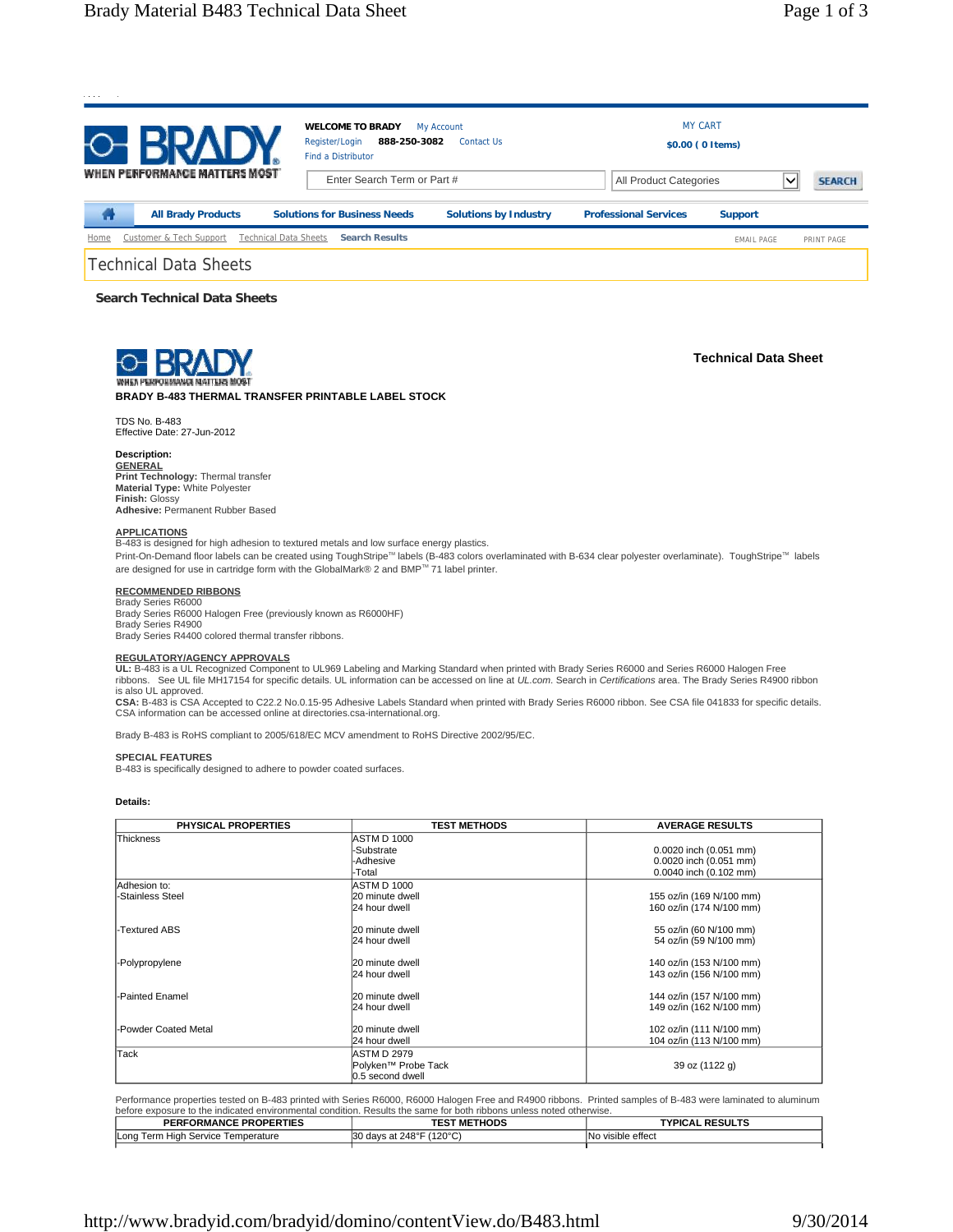WELCOME TO BRADY My Account
Register/Login **888-250-3082** Contact Us
Find a Distributor

MY CART
$0.00 ( 0 Items)

Home | Customer & Tech Support | Technical Data Sheets | Search Results

# Technical Data Sheets

## Search Technical Data Sheets

**Technical Data Sheet**

**BRADY B-483 THERMAL TRANSFER PRINTABLE LABEL STOCK**

TDS No. B-483
Effective Date: 27-Jun-2012

**Description:**

**GENERAL**
**Print Technology:** Thermal transfer
**Material Type:** White Polyester
**Finish:** Glossy
**Adhesive:** Permanent Rubber Based

**APPLICATIONS**
B-483 is designed for high adhesion to textured metals and low surface energy plastics.
Print-On-Demand floor labels can be created using ToughStripe™ labels (B-483 colors overlaminated with B-634 clear polyester overlaminate). ToughStripe™ labels are designed for use in cartridge form with the GlobalMark® 2 and BMP™ 71 label printer.

**RECOMMENDED RIBBONS**
Brady Series R6000
Brady Series R6000 Halogen Free (previously known as R6000HF)
Brady Series R4900
Brady Series R4400 colored thermal transfer ribbons.

**REGULATORY/AGENCY APPROVALS**
**UL:** B-483 is a UL Recognized Component to UL969 Labeling and Marking Standard when printed with Brady Series R6000 and Series R6000 Halogen Free ribbons. See UL file MH17154 for specific details. UL information can be accessed on line at *UL.com*. Search in *Certifications* area. The Brady Series R4900 ribbon is also UL approved.
**CSA:** B-483 is CSA Accepted to C22.2 No.0.15-95 Adhesive Labels Standard when printed with Brady Series R6000 ribbon. See CSA file 041833 for specific details. CSA information can be accessed online at directories.csa-international.org.

Brady B-483 is RoHS compliant to 2005/618/EC MCV amendment to RoHS Directive 2002/95/EC.

**SPECIAL FEATURES**
B-483 is specifically designed to adhere to powder coated surfaces.

**Details:**

| PHYSICAL PROPERTIES | TEST METHODS | AVERAGE RESULTS |
|---|---|---|
| Thickness | ASTM D 1000 | |
| | -Substrate | 0.0020 inch (0.051 mm) |
| | -Adhesive | 0.0020 inch (0.051 mm) |
| | -Total | 0.0040 inch (0.102 mm) |
| Adhesion to: | ASTM D 1000 | |
| -Stainless Steel | 20 minute dwell | 155 oz/in (169 N/100 mm) |
| | 24 hour dwell | 160 oz/in (174 N/100 mm) |
| -Textured ABS | 20 minute dwell | 55 oz/in (60 N/100 mm) |
| | 24 hour dwell | 54 oz/in (59 N/100 mm) |
| -Polypropylene | 20 minute dwell | 140 oz/in (153 N/100 mm) |
| | 24 hour dwell | 143 oz/in (156 N/100 mm) |
| -Painted Enamel | 20 minute dwell | 144 oz/in (157 N/100 mm) |
| | 24 hour dwell | 149 oz/in (162 N/100 mm) |
| -Powder Coated Metal | 20 minute dwell | 102 oz/in (111 N/100 mm) |
| | 24 hour dwell | 104 oz/in (113 N/100 mm) |
| Tack | ASTM D 2979 Polyken™ Probe Tack 0.5 second dwell | 39 oz (1122 g) |

Performance properties tested on B-483 printed with Series R6000, R6000 Halogen Free and R4900 ribbons. Printed samples of B-483 were laminated to aluminum before exposure to the indicated environmental condition. Results the same for both ribbons unless noted otherwise.

| PERFORMANCE PROPERTIES | TEST METHODS | TYPICAL RESULTS |
|---|---|---|
| Long Term High Service Temperature | 30 days at 248°F (120°C) | No visible effect |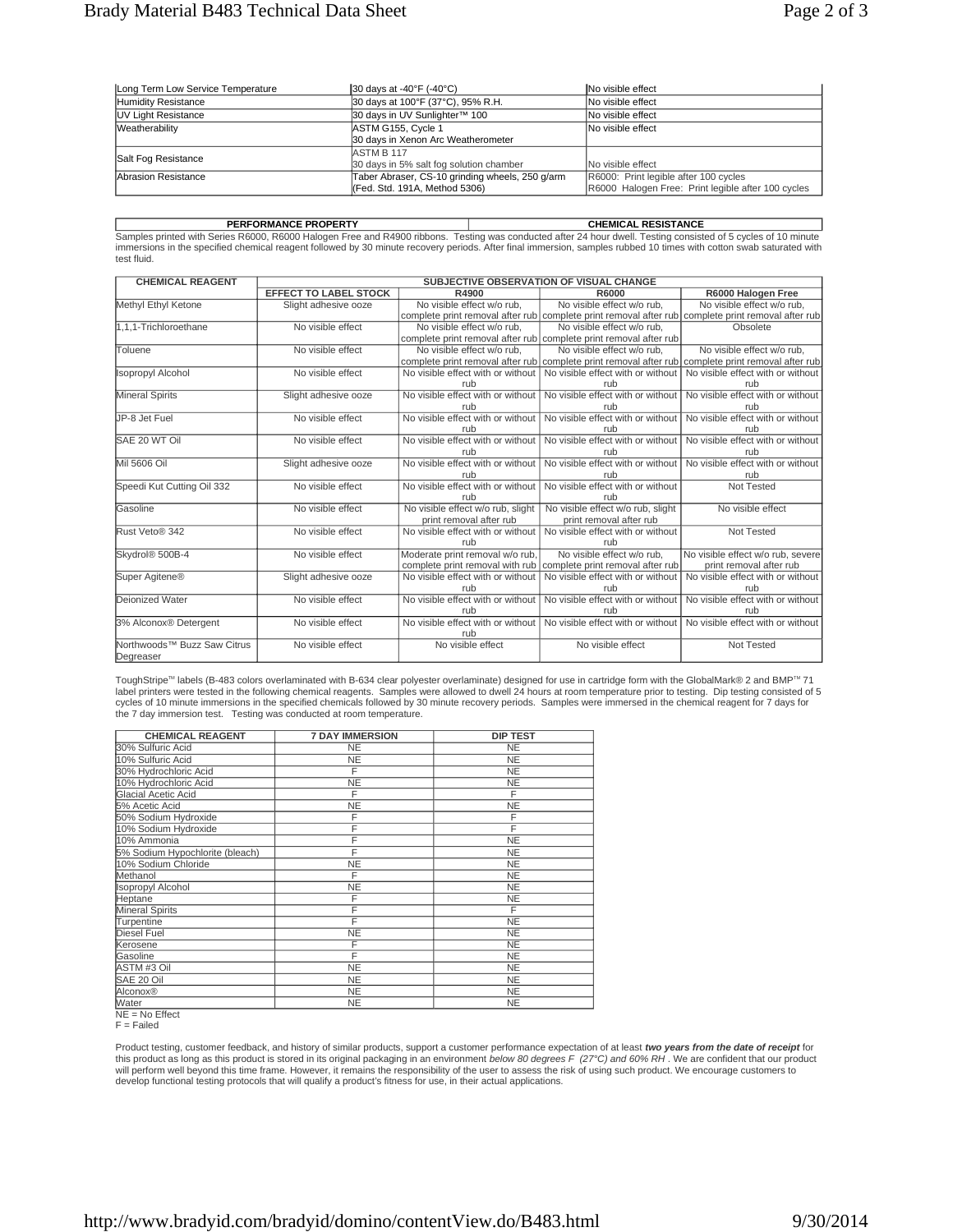| | | |
|---|---|---|
| Long Term Low Service Temperature | 30 days at -40°F (-40°C) | No visible effect |
| Humidity Resistance | 30 days at 100°F (37°C), 95% R.H. | No visible effect |
| UV Light Resistance | 30 days in UV Sunlighter™ 100 | No visible effect |
| Weatherability | ASTM G155, Cycle 1<br>30 days in Xenon Arc Weatherometer | No visible effect |
| Salt Fog Resistance | ASTM B 117<br>30 days in 5% salt fog solution chamber | No visible effect |
| Abrasion Resistance | Taber Abraser, CS-10 grinding wheels, 250 g/arm<br>(Fed. Std. 191A, Method 5306) | R6000: Print legible after 100 cycles<br>R6000 Halogen Free: Print legible after 100 cycles |

| PERFORMANCE PROPERTY | CHEMICAL RESISTANCE |
|---|---|

Samples printed with Series R6000, R6000 Halogen Free and R4900 ribbons. Testing was conducted after 24 hour dwell. Testing consisted of 5 cycles of 10 minute immersions in the specified chemical reagent followed by 30 minute recovery periods. After final immersion, samples rubbed 10 times with cotton swab saturated with test fluid.

| CHEMICAL REAGENT | SUBJECTIVE OBSERVATION OF VISUAL CHANGE | | | |
|---|---|---|---|---|
| | EFFECT TO LABEL STOCK | R4900 | R6000 | R6000 Halogen Free |
| Methyl Ethyl Ketone | Slight adhesive ooze | No visible effect w/o rub, complete print removal after rub | No visible effect w/o rub, complete print removal after rub | No visible effect w/o rub, complete print removal after rub |
| 1,1,1-Trichloroethane | No visible effect | No visible effect w/o rub, complete print removal after rub | No visible effect w/o rub, complete print removal after rub | Obsolete |
| Toluene | No visible effect | No visible effect w/o rub, complete print removal after rub | No visible effect w/o rub, complete print removal after rub | No visible effect w/o rub, complete print removal after rub |
| Isopropyl Alcohol | No visible effect | No visible effect with or without rub | No visible effect with or without rub | No visible effect with or without rub |
| Mineral Spirits | Slight adhesive ooze | No visible effect with or without rub | No visible effect with or without rub | No visible effect with or without rub |
| JP-8 Jet Fuel | No visible effect | No visible effect with or without rub | No visible effect with or without rub | No visible effect with or without rub |
| SAE 20 WT Oil | No visible effect | No visible effect with or without rub | No visible effect with or without rub | No visible effect with or without rub |
| Mil 5606 Oil | Slight adhesive ooze | No visible effect with or without rub | No visible effect with or without rub | No visible effect with or without rub |
| Speedi Kut Cutting Oil 332 | No visible effect | No visible effect with or without rub | No visible effect with or without rub | Not Tested |
| Gasoline | No visible effect | No visible effect w/o rub, slight print removal after rub | No visible effect w/o rub, slight print removal after rub | No visible effect |
| Rust Veto® 342 | No visible effect | No visible effect with or without rub | No visible effect with or without rub | Not Tested |
| Skydrol® 500B-4 | No visible effect | Moderate print removal w/o rub, complete print removal with rub | No visible effect w/o rub, complete print removal after rub | No visible effect w/o rub, severe print removal after rub |
| Super Agitene® | Slight adhesive ooze | No visible effect with or without rub | No visible effect with or without rub | No visible effect with or without rub |
| Deionized Water | No visible effect | No visible effect with or without rub | No visible effect with or without rub | No visible effect with or without rub |
| 3% Alconox® Detergent | No visible effect | No visible effect with or without rub | No visible effect with or without | No visible effect with or without |
| Northwoods™ Buzz Saw Citrus Degreaser | No visible effect | No visible effect | No visible effect | Not Tested |

ToughStripe™ labels (B-483 colors overlaminated with B-634 clear polyester overlaminate) designed for use in cartridge form with the GlobalMark® 2 and BMP™ 71 label printers were tested in the following chemical reagents. Samples were allowed to dwell 24 hours at room temperature prior to testing. Dip testing consisted of 5 cycles of 10 minute immersions in the specified chemicals followed by 30 minute recovery periods. Samples were immersed in the chemical reagent for 7 days for the 7 day immersion test. Testing was conducted at room temperature.

| CHEMICAL REAGENT | 7 DAY IMMERSION | DIP TEST |
|---|---|---|
| 30% Sulfuric Acid | NE | NE |
| 10% Sulfuric Acid | NE | NE |
| 30% Hydrochloric Acid | F | NE |
| 10% Hydrochloric Acid | NE | NE |
| Glacial Acetic Acid | F | F |
| 5% Acetic Acid | NE | NE |
| 50% Sodium Hydroxide | F | F |
| 10% Sodium Hydroxide | F | F |
| 10% Ammonia | F | NE |
| 5% Sodium Hypochlorite (bleach) | F | NE |
| 10% Sodium Chloride | NE | NE |
| Methanol | F | NE |
| Isopropyl Alcohol | NE | NE |
| Heptane | F | NE |
| Mineral Spirits | F | F |
| Turpentine | F | NE |
| Diesel Fuel | NE | NE |
| Kerosene | F | NE |
| Gasoline | F | NE |
| ASTM #3 Oil | NE | NE |
| SAE 20 Oil | NE | NE |
| Alconox® | NE | NE |
| Water | NE | NE |

NE = No Effect
F = Failed

Product testing, customer feedback, and history of similar products, support a customer performance expectation of at least ***two years from the date of receipt*** for this product as long as this product is stored in its original packaging in an environment *below 80 degrees F (27°C) and 60% RH* . We are confident that our product will perform well beyond this time frame. However, it remains the responsibility of the user to assess the risk of using such product. We encourage customers to develop functional testing protocols that will qualify a product's fitness for use, in their actual applications.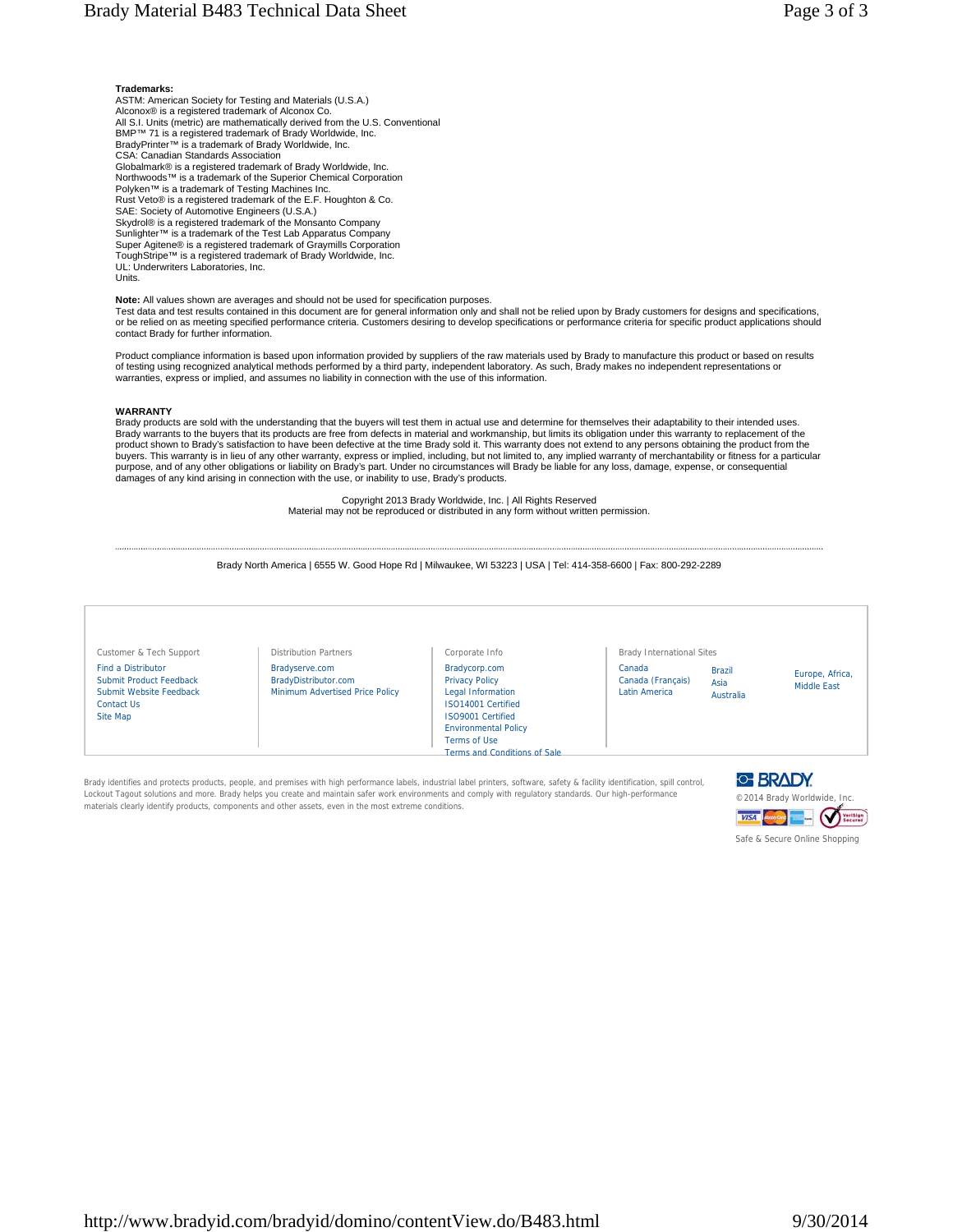**Trademarks:**
ASTM: American Society for Testing and Materials (U.S.A.)
Alconox® is a registered trademark of Alconox Co.
All S.I. Units (metric) are mathematically derived from the U.S. Conventional
BMP™ 71 is a registered trademark of Brady Worldwide, Inc.
BradyPrinter™ is a trademark of Brady Worldwide, Inc.
CSA: Canadian Standards Association
Globalmark® is a registered trademark of Brady Worldwide, Inc.
Northwoods™ is a trademark of the Superior Chemical Corporation
Polyken™ is a trademark of Testing Machines Inc.
Rust Veto® is a registered trademark of the E.F. Houghton & Co.
SAE: Society of Automotive Engineers (U.S.A.)
Skydrol® is a registered trademark of the Monsanto Company
Sunlighter™ is a trademark of the Test Lab Apparatus Company
Super Agitene® is a registered trademark of Graymills Corporation
ToughStripe™ is a registered trademark of Brady Worldwide, Inc.
UL: Underwriters Laboratories, Inc.
Units.

**Note:** All values shown are averages and should not be used for specification purposes.
Test data and test results contained in this document are for general information only and shall not be relied upon by Brady customers for designs and specifications, or be relied on as meeting specified performance criteria. Customers desiring to develop specifications or performance criteria for specific product applications should contact Brady for further information.

Product compliance information is based upon information provided by suppliers of the raw materials used by Brady to manufacture this product or based on results of testing using recognized analytical methods performed by a third party, independent laboratory. As such, Brady makes no independent representations or warranties, express or implied, and assumes no liability in connection with the use of this information.

**WARRANTY**
Brady products are sold with the understanding that the buyers will test them in actual use and determine for themselves their adaptability to their intended uses. Brady warrants to the buyers that its products are free from defects in material and workmanship, but limits its obligation under this warranty to replacement of the product shown to Brady's satisfaction to have been defective at the time Brady sold it. This warranty does not extend to any persons obtaining the product from the buyers. This warranty is in lieu of any other warranty, express or implied, including, but not limited to, any implied warranty of merchantability or fitness for a particular purpose, and of any other obligations or liability on Brady's part. Under no circumstances will Brady be liable for any loss, damage, expense, or consequential damages of any kind arising in connection with the use, or inability to use, Brady's products.

Copyright 2013 Brady Worldwide, Inc. | All Rights Reserved
Material may not be reproduced or distributed in any form without written permission.

Brady North America | 6555 W. Good Hope Rd | Milwaukee, WI 53223 | USA | Tel: 414-358-6600 | Fax: 800-292-2289

Customer & Tech Support
- Find a Distributor
- Submit Product Feedback
- Submit Website Feedback
- Contact Us
- Site Map

Distribution Partners
- Bradyserve.com
- BradyDistributor.com
- Minimum Advertised Price Policy

Corporate Info
- Bradycorp.com
- Privacy Policy
- Legal Information
- ISO14001 Certified
- ISO9001 Certified
- Environmental Policy
- Terms of Use
- Terms and Conditions of Sale

Brady International Sites
- Canada
- Canada (Français)
- Latin America
- Brazil
- Asia
- Australia
- Europe, Africa, Middle East

Brady identifies and protects products, people, and premises with high performance labels, industrial label printers, software, safety & facility identification, spill control, Lockout Tagout solutions and more. Brady helps you create and maintain safer work environments and comply with regulatory standards. Our high-performance materials clearly identify products, components and other assets, even in the most extreme conditions.

BRADY
©2014 Brady Worldwide, Inc.
Safe & Secure Online Shopping